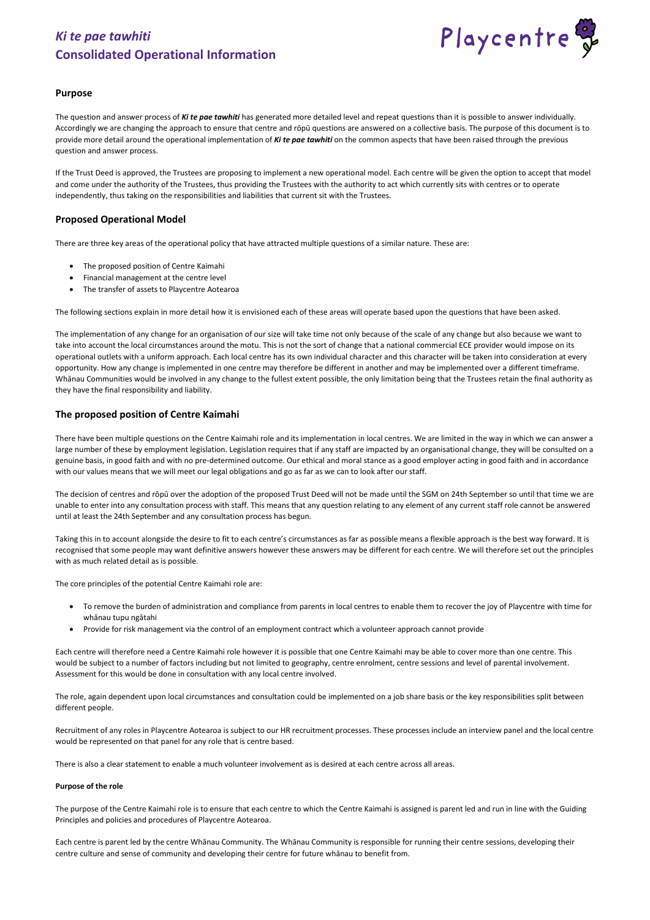# *Ki te pae tawhiti*
# Consolidated Operational Information

Playcentre

## Purpose

The question and answer process of ***Ki te pae tawhiti*** has generated more detailed level and repeat questions than it is possible to answer individually. Accordingly we are changing the approach to ensure that centre and rōpū questions are answered on a collective basis. The purpose of this document is to provide more detail around the operational implementation of ***Ki te pae tawhiti*** on the common aspects that have been raised through the previous question and answer process.

If the Trust Deed is approved, the Trustees are proposing to implement a new operational model. Each centre will be given the option to accept that model and come under the authority of the Trustees, thus providing the Trustees with the authority to act which currently sits with centres or to operate independently, thus taking on the responsibilities and liabilities that current sit with the Trustees.

## Proposed Operational Model

There are three key areas of the operational policy that have attracted multiple questions of a similar nature. These are:

- The proposed position of Centre Kaimahi
- Financial management at the centre level
- The transfer of assets to Playcentre Aotearoa

The following sections explain in more detail how it is envisioned each of these areas will operate based upon the questions that have been asked.

The implementation of any change for an organisation of our size will take time not only because of the scale of any change but also because we want to take into account the local circumstances around the motu. This is not the sort of change that a national commercial ECE provider would impose on its operational outlets with a uniform approach. Each local centre has its own individual character and this character will be taken into consideration at every opportunity. How any change is implemented in one centre may therefore be different in another and may be implemented over a different timeframe. Whānau Communities would be involved in any change to the fullest extent possible, the only limitation being that the Trustees retain the final authority as they have the final responsibility and liability.

## The proposed position of Centre Kaimahi

There have been multiple questions on the Centre Kaimahi role and its implementation in local centres. We are limited in the way in which we can answer a large number of these by employment legislation. Legislation requires that if any staff are impacted by an organisational change, they will be consulted on a genuine basis, in good faith and with no pre-determined outcome. Our ethical and moral stance as a good employer acting in good faith and in accordance with our values means that we will meet our legal obligations and go as far as we can to look after our staff.

The decision of centres and rōpū over the adoption of the proposed Trust Deed will not be made until the SGM on 24th September so until that time we are unable to enter into any consultation process with staff. This means that any question relating to any element of any current staff role cannot be answered until at least the 24th September and any consultation process has begun.

Taking this in to account alongside the desire to fit to each centre's circumstances as far as possible means a flexible approach is the best way forward. It is recognised that some people may want definitive answers however these answers may be different for each centre. We will therefore set out the principles with as much related detail as is possible.

The core principles of the potential Centre Kaimahi role are:

- To remove the burden of administration and compliance from parents in local centres to enable them to recover the joy of Playcentre with time for whānau tupu ngātahi
- Provide for risk management via the control of an employment contract which a volunteer approach cannot provide

Each centre will therefore need a Centre Kaimahi role however it is possible that one Centre Kaimahi may be able to cover more than one centre. This would be subject to a number of factors including but not limited to geography, centre enrolment, centre sessions and level of parental involvement. Assessment for this would be done in consultation with any local centre involved.

The role, again dependent upon local circumstances and consultation could be implemented on a job share basis or the key responsibilities split between different people.

Recruitment of any roles in Playcentre Aotearoa is subject to our HR recruitment processes. These processes include an interview panel and the local centre would be represented on that panel for any role that is centre based.

There is also a clear statement to enable a much volunteer involvement as is desired at each centre across all areas.

#### Purpose of the role

The purpose of the Centre Kaimahi role is to ensure that each centre to which the Centre Kaimahi is assigned is parent led and run in line with the Guiding Principles and policies and procedures of Playcentre Aotearoa.

Each centre is parent led by the centre Whānau Community. The Whānau Community is responsible for running their centre sessions, developing their centre culture and sense of community and developing their centre for future whānau to benefit from.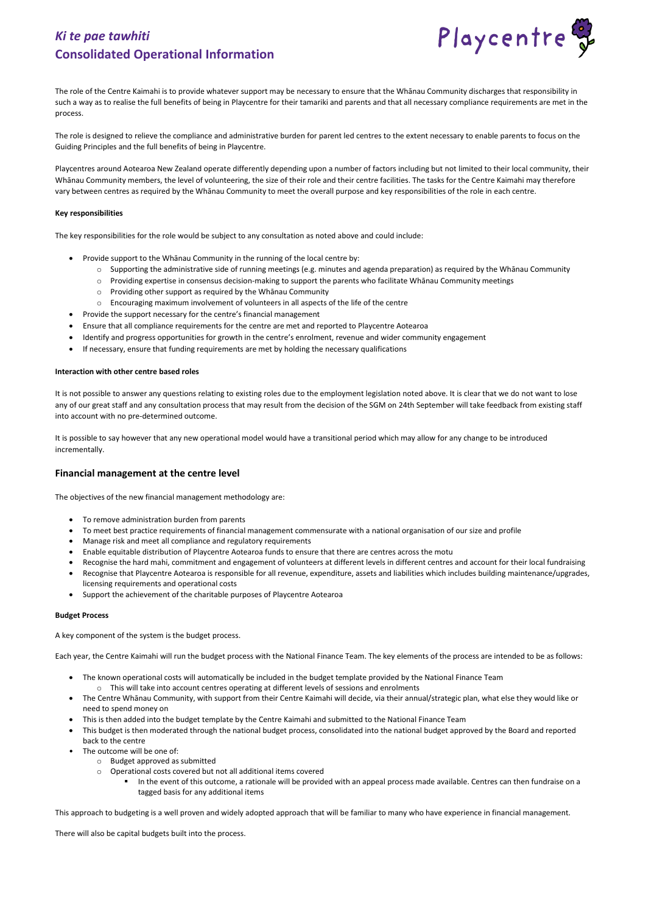The role of the Centre Kaimahi is to provide whatever support may be necessary to ensure that the Whānau Community discharges that responsibility in such a way as to realise the full benefits of being in Playcentre for their tamariki and parents and that all necessary compliance requirements are met in the process.

The role is designed to relieve the compliance and administrative burden for parent led centres to the extent necessary to enable parents to focus on the Guiding Principles and the full benefits of being in Playcentre.

Playcentres around Aotearoa New Zealand operate differently depending upon a number of factors including but not limited to their local community, their Whānau Community members, the level of volunteering, the size of their role and their centre facilities. The tasks for the Centre Kaimahi may therefore vary between centres as required by the Whānau Community to meet the overall purpose and key responsibilities of the role in each centre.

**Key responsibilities**

The key responsibilities for the role would be subject to any consultation as noted above and could include:

- Provide support to the Whānau Community in the running of the local centre by:
  - Supporting the administrative side of running meetings (e.g. minutes and agenda preparation) as required by the Whānau Community
  - Providing expertise in consensus decision-making to support the parents who facilitate Whānau Community meetings
  - Providing other support as required by the Whānau Community
  - Encouraging maximum involvement of volunteers in all aspects of the life of the centre
- Provide the support necessary for the centre's financial management
- Ensure that all compliance requirements for the centre are met and reported to Playcentre Aotearoa
- Identify and progress opportunities for growth in the centre's enrolment, revenue and wider community engagement
- If necessary, ensure that funding requirements are met by holding the necessary qualifications

**Interaction with other centre based roles**

It is not possible to answer any questions relating to existing roles due to the employment legislation noted above. It is clear that we do not want to lose any of our great staff and any consultation process that may result from the decision of the SGM on 24th September will take feedback from existing staff into account with no pre-determined outcome.

It is possible to say however that any new operational model would have a transitional period which may allow for any change to be introduced incrementally.

## Financial management at the centre level

The objectives of the new financial management methodology are:

- To remove administration burden from parents
- To meet best practice requirements of financial management commensurate with a national organisation of our size and profile
- Manage risk and meet all compliance and regulatory requirements
- Enable equitable distribution of Playcentre Aotearoa funds to ensure that there are centres across the motu
- Recognise the hard mahi, commitment and engagement of volunteers at different levels in different centres and account for their local fundraising
- Recognise that Playcentre Aotearoa is responsible for all revenue, expenditure, assets and liabilities which includes building maintenance/upgrades, licensing requirements and operational costs
- Support the achievement of the charitable purposes of Playcentre Aotearoa

**Budget Process**

A key component of the system is the budget process.

Each year, the Centre Kaimahi will run the budget process with the National Finance Team. The key elements of the process are intended to be as follows:

- The known operational costs will automatically be included in the budget template provided by the National Finance Team
  - This will take into account centres operating at different levels of sessions and enrolments
- The Centre Whānau Community, with support from their Centre Kaimahi will decide, via their annual/strategic plan, what else they would like or need to spend money on
- This is then added into the budget template by the Centre Kaimahi and submitted to the National Finance Team
- This budget is then moderated through the national budget process, consolidated into the national budget approved by the Board and reported back to the centre
- The outcome will be one of:
  - Budget approved as submitted
  - Operational costs covered but not all additional items covered
    - In the event of this outcome, a rationale will be provided with an appeal process made available. Centres can then fundraise on a tagged basis for any additional items

This approach to budgeting is a well proven and widely adopted approach that will be familiar to many who have experience in financial management.

There will also be capital budgets built into the process.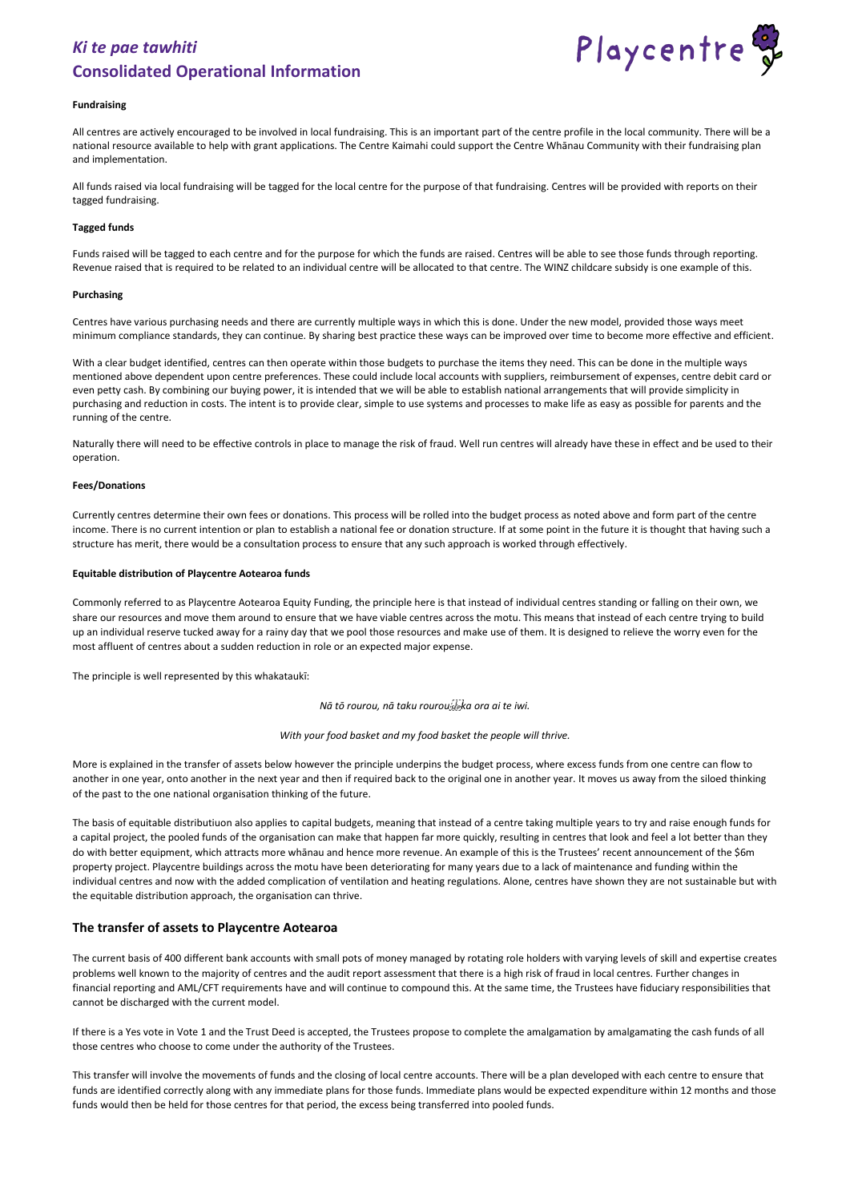# *Ki te pae tawhiti*
# Consolidated Operational Information

**Fundraising**

All centres are actively encouraged to be involved in local fundraising. This is an important part of the centre profile in the local community. There will be a national resource available to help with grant applications. The Centre Kaimahi could support the Centre Whānau Community with their fundraising plan and implementation.

All funds raised via local fundraising will be tagged for the local centre for the purpose of that fundraising. Centres will be provided with reports on their tagged fundraising.

**Tagged funds**

Funds raised will be tagged to each centre and for the purpose for which the funds are raised. Centres will be able to see those funds through reporting. Revenue raised that is required to be related to an individual centre will be allocated to that centre. The WINZ childcare subsidy is one example of this.

**Purchasing**

Centres have various purchasing needs and there are currently multiple ways in which this is done. Under the new model, provided those ways meet minimum compliance standards, they can continue. By sharing best practice these ways can be improved over time to become more effective and efficient.

With a clear budget identified, centres can then operate within those budgets to purchase the items they need. This can be done in the multiple ways mentioned above dependent upon centre preferences. These could include local accounts with suppliers, reimbursement of expenses, centre debit card or even petty cash. By combining our buying power, it is intended that we will be able to establish national arrangements that will provide simplicity in purchasing and reduction in costs. The intent is to provide clear, simple to use systems and processes to make life as easy as possible for parents and the running of the centre.

Naturally there will need to be effective controls in place to manage the risk of fraud. Well run centres will already have these in effect and be used to their operation.

**Fees/Donations**

Currently centres determine their own fees or donations. This process will be rolled into the budget process as noted above and form part of the centre income. There is no current intention or plan to establish a national fee or donation structure. If at some point in the future it is thought that having such a structure has merit, there would be a consultation process to ensure that any such approach is worked through effectively.

**Equitable distribution of Playcentre Aotearoa funds**

Commonly referred to as Playcentre Aotearoa Equity Funding, the principle here is that instead of individual centres standing or falling on their own, we share our resources and move them around to ensure that we have viable centres across the motu. This means that instead of each centre trying to build up an individual reserve tucked away for a rainy day that we pool those resources and make use of them. It is designed to relieve the worry even for the most affluent of centres about a sudden reduction in role or an expected major expense.

The principle is well represented by this whakataukī:

*Nā tō rourou, nā taku rourou ka ora ai te iwi.*

*With your food basket and my food basket the people will thrive.*

More is explained in the transfer of assets below however the principle underpins the budget process, where excess funds from one centre can flow to another in one year, onto another in the next year and then if required back to the original one in another year. It moves us away from the siloed thinking of the past to the one national organisation thinking of the future.

The basis of equitable distributiuon also applies to capital budgets, meaning that instead of a centre taking multiple years to try and raise enough funds for a capital project, the pooled funds of the organisation can make that happen far more quickly, resulting in centres that look and feel a lot better than they do with better equipment, which attracts more whānau and hence more revenue. An example of this is the Trustees' recent announcement of the $6m property project. Playcentre buildings across the motu have been deteriorating for many years due to a lack of maintenance and funding within the individual centres and now with the added complication of ventilation and heating regulations. Alone, centres have shown they are not sustainable but with the equitable distribution approach, the organisation can thrive.

## The transfer of assets to Playcentre Aotearoa

The current basis of 400 different bank accounts with small pots of money managed by rotating role holders with varying levels of skill and expertise creates problems well known to the majority of centres and the audit report assessment that there is a high risk of fraud in local centres. Further changes in financial reporting and AML/CFT requirements have and will continue to compound this. At the same time, the Trustees have fiduciary responsibilities that cannot be discharged with the current model.

If there is a Yes vote in Vote 1 and the Trust Deed is accepted, the Trustees propose to complete the amalgamation by amalgamating the cash funds of all those centres who choose to come under the authority of the Trustees.

This transfer will involve the movements of funds and the closing of local centre accounts. There will be a plan developed with each centre to ensure that funds are identified correctly along with any immediate plans for those funds. Immediate plans would be expected expenditure within 12 months and those funds would then be held for those centres for that period, the excess being transferred into pooled funds.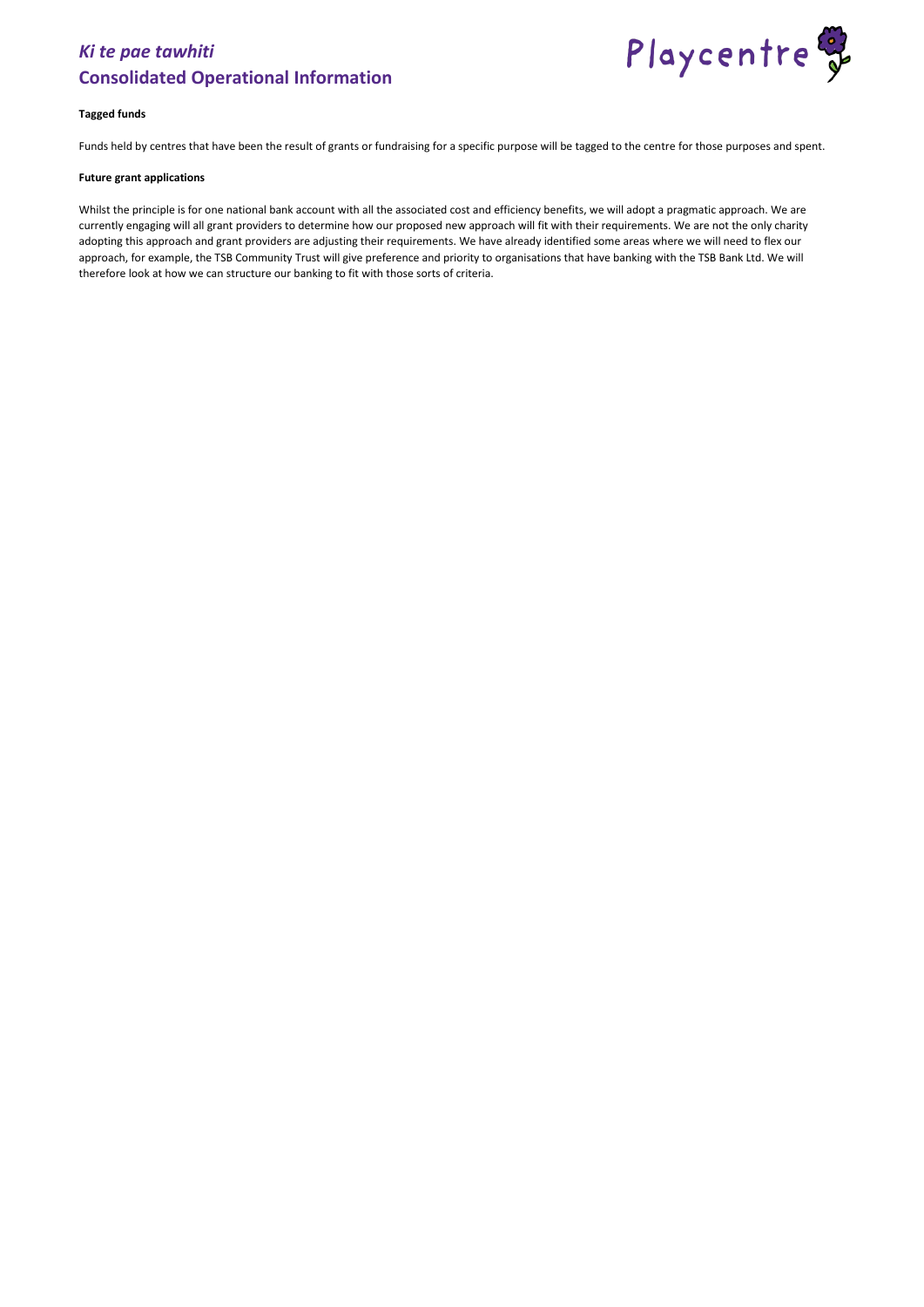#### Tagged funds

Funds held by centres that have been the result of grants or fundraising for a specific purpose will be tagged to the centre for those purposes and spent.

#### Future grant applications

Whilst the principle is for one national bank account with all the associated cost and efficiency benefits, we will adopt a pragmatic approach. We are currently engaging will all grant providers to determine how our proposed new approach will fit with their requirements. We are not the only charity adopting this approach and grant providers are adjusting their requirements. We have already identified some areas where we will need to flex our approach, for example, the TSB Community Trust will give preference and priority to organisations that have banking with the TSB Bank Ltd. We will therefore look at how we can structure our banking to fit with those sorts of criteria.